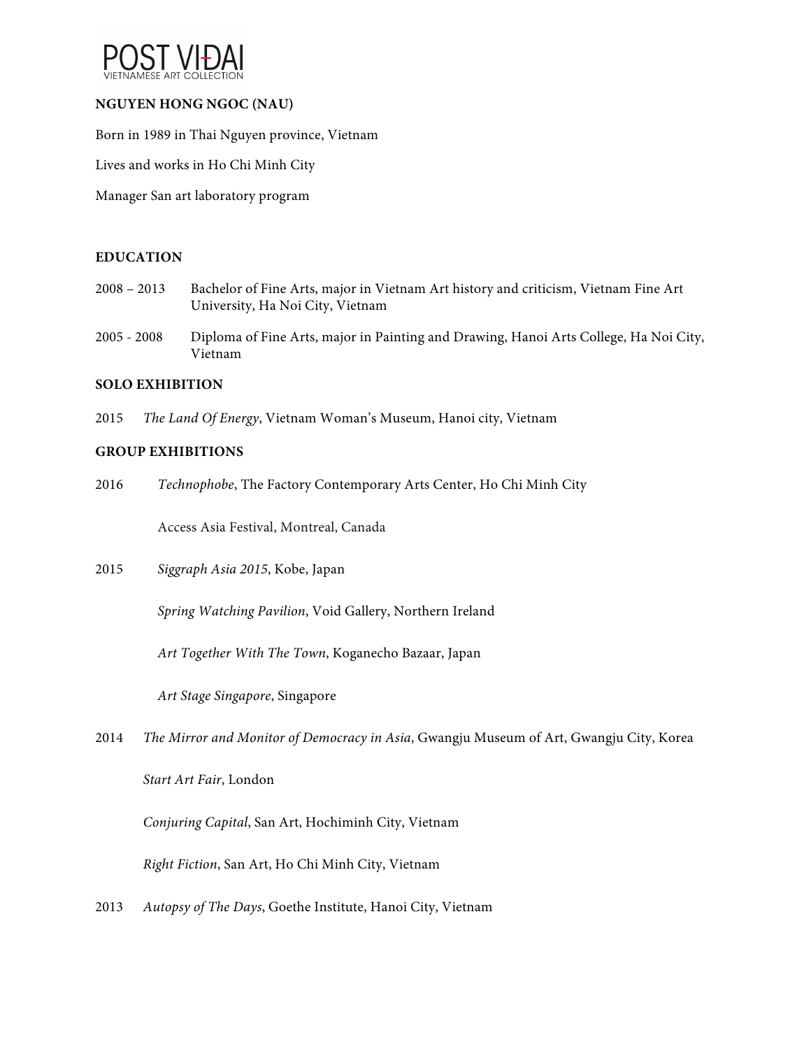POST VIĐAI
VIETNAMESE ART COLLECTION

**NGUYEN HONG NGOC (NAU)**

Born in 1989 in Thai Nguyen province, Vietnam

Lives and works in Ho Chi Minh City

Manager San art laboratory program

## EDUCATION

2008 – 2013 Bachelor of Fine Arts, major in Vietnam Art history and criticism, Vietnam Fine Art University, Ha Noi City, Vietnam

2005 - 2008 Diploma of Fine Arts, major in Painting and Drawing, Hanoi Arts College, Ha Noi City, Vietnam

## SOLO EXHIBITION

2015 *The Land Of Energy*, Vietnam Woman's Museum, Hanoi city, Vietnam

## GROUP EXHIBITIONS

2016 *Technophobe*, The Factory Contemporary Arts Center, Ho Chi Minh City

Access Asia Festival, Montreal, Canada

2015 *Siggraph Asia 2015*, Kobe, Japan

*Spring Watching Pavilion*, Void Gallery, Northern Ireland

*Art Together With The Town*, Koganecho Bazaar, Japan

*Art Stage Singapore*, Singapore

2014 *The Mirror and Monitor of Democracy in Asia*, Gwangju Museum of Art, Gwangju City, Korea

*Start Art Fair*, London

*Conjuring Capital*, San Art, Hochiminh City, Vietnam

*Right Fiction*, San Art, Ho Chi Minh City, Vietnam

2013 *Autopsy of The Days*, Goethe Institute, Hanoi City, Vietnam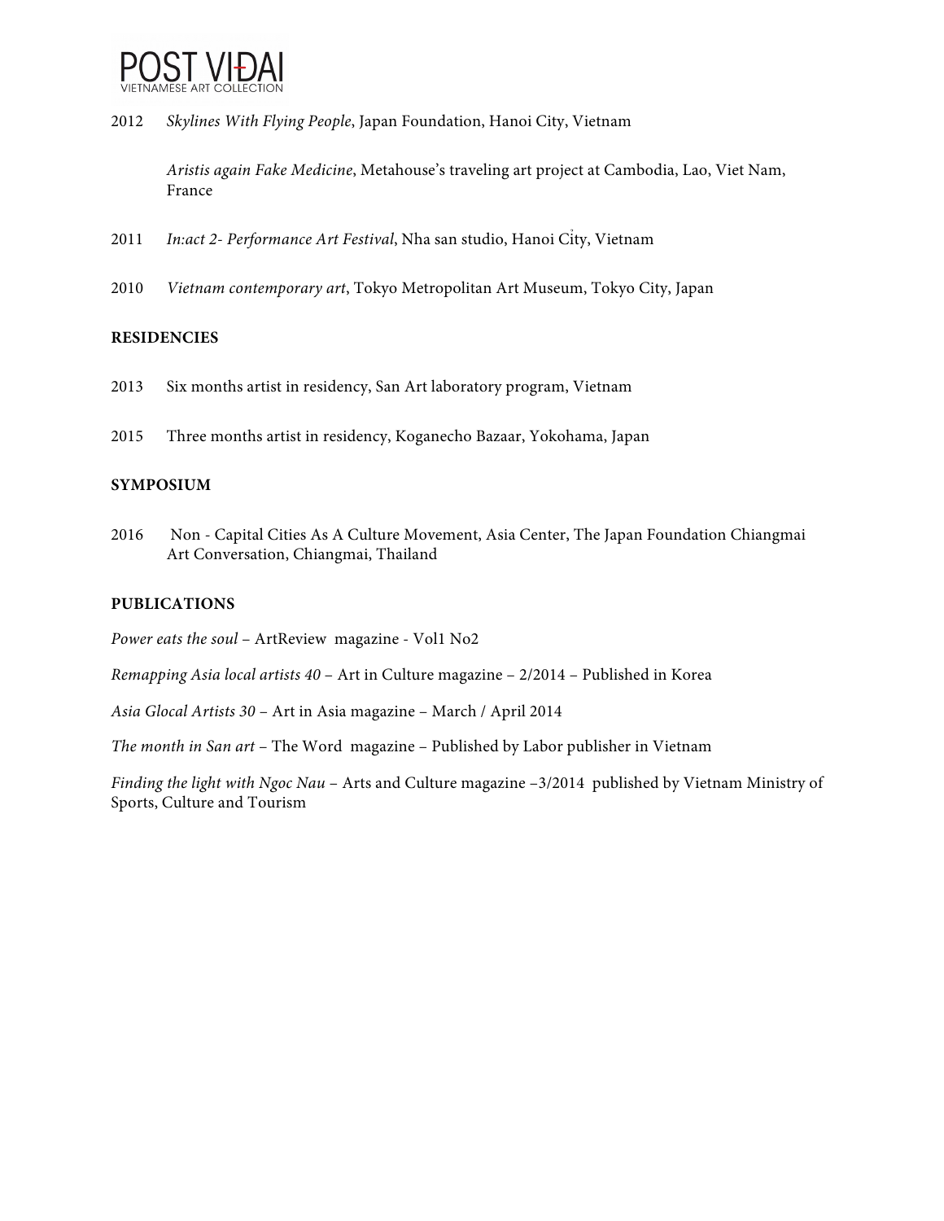2012 *Skylines With Flying People*, Japan Foundation, Hanoi City, Vietnam

*Aristis again Fake Medicine*, Metahouse's traveling art project at Cambodia, Lao, Viet Nam, France

2011 *In:act 2- Performance Art Festival*, Nha san studio, Hanoi City, Vietnam

2010 *Vietnam contemporary art*, Tokyo Metropolitan Art Museum, Tokyo City, Japan

**RESIDENCIES**

2013 Six months artist in residency, San Art laboratory program, Vietnam

2015 Three months artist in residency, Koganecho Bazaar, Yokohama, Japan

**SYMPOSIUM**

2016 Non - Capital Cities As A Culture Movement, Asia Center, The Japan Foundation Chiangmai Art Conversation, Chiangmai, Thailand

**PUBLICATIONS**

*Power eats the soul* – ArtReview magazine - Vol1 No2

*Remapping Asia local artists 40* – Art in Culture magazine – 2/2014 – Published in Korea

*Asia Glocal Artists 30* – Art in Asia magazine – March / April 2014

*The month in San art* – The Word magazine – Published by Labor publisher in Vietnam

*Finding the light with Ngoc Nau* – Arts and Culture magazine –3/2014 published by Vietnam Ministry of Sports, Culture and Tourism